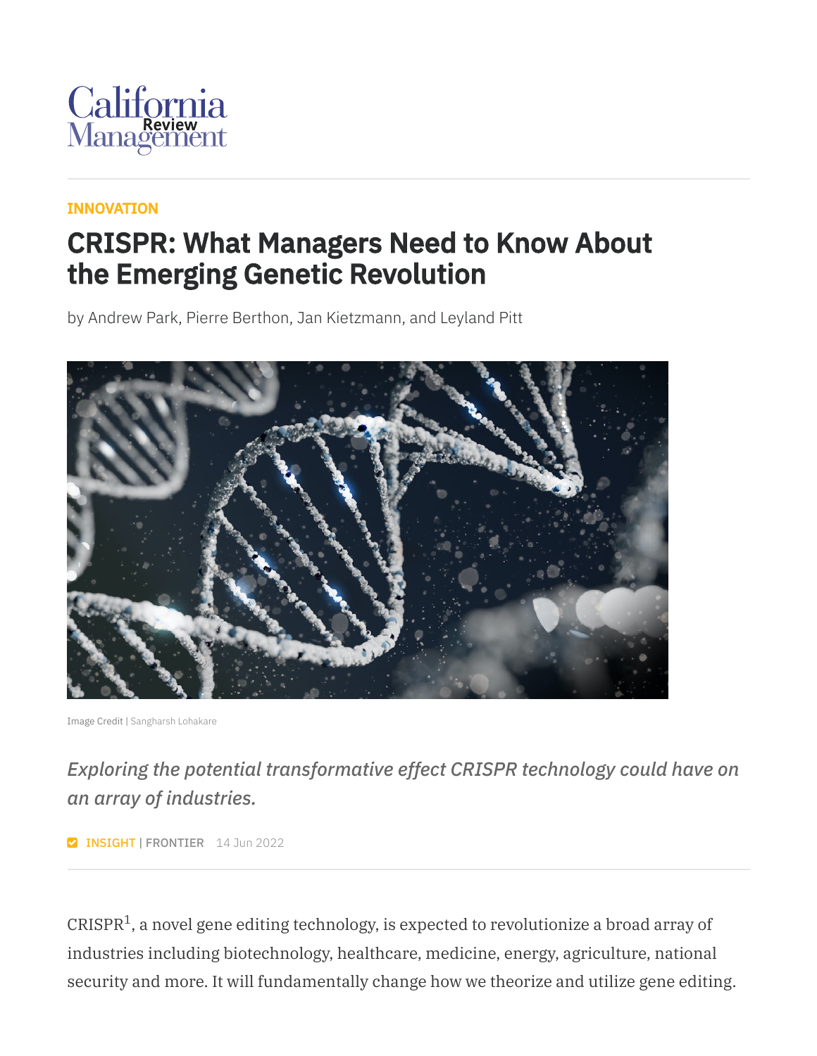California Management Review

INNOVATION

# CRISPR: What Managers Need to Know About the Emerging Genetic Revolution

by Andrew Park, Pierre Berthon, Jan Kietzmann, and Leyland Pitt

Image Credit | Sangharsh Lohakare

*Exploring the potential transformative effect CRISPR technology could have on an array of industries.*

INSIGHT | FRONTIER 14 Jun 2022

CRISPR[1], a novel gene editing technology, is expected to revolutionize a broad array of industries including biotechnology, healthcare, medicine, energy, agriculture, national security and more. It will fundamentally change how we theorize and utilize gene editing.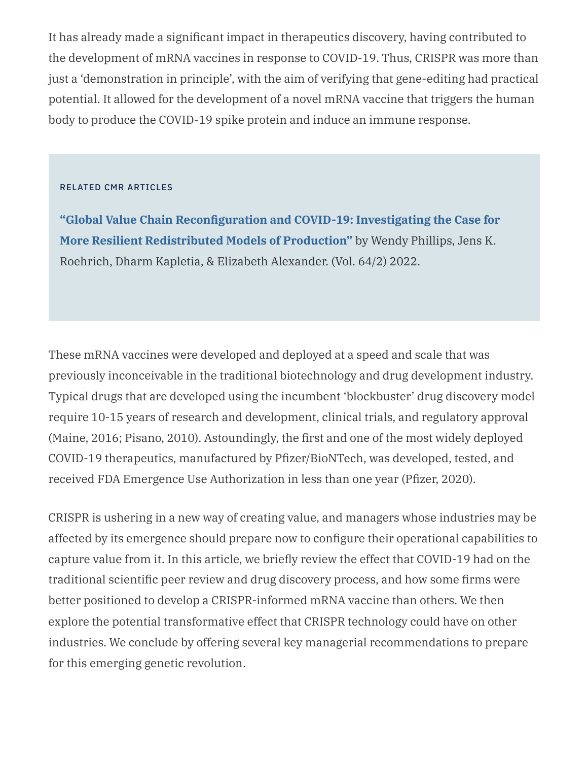It has already made a significant impact in therapeutics discovery, having contributed to the development of mRNA vaccines in response to COVID-19. Thus, CRISPR was more than just a 'demonstration in principle', with the aim of verifying that gene-editing had practical potential. It allowed for the development of a novel mRNA vaccine that triggers the human body to produce the COVID-19 spike protein and induce an immune response.

RELATED CMR ARTICLES

**"Global Value Chain Reconfiguration and COVID-19: Investigating the Case for More Resilient Redistributed Models of Production"** by Wendy Phillips, Jens K. Roehrich, Dharm Kapletia, & Elizabeth Alexander. (Vol. 64/2) 2022.

These mRNA vaccines were developed and deployed at a speed and scale that was previously inconceivable in the traditional biotechnology and drug development industry. Typical drugs that are developed using the incumbent 'blockbuster' drug discovery model require 10-15 years of research and development, clinical trials, and regulatory approval (Maine, 2016; Pisano, 2010). Astoundingly, the first and one of the most widely deployed COVID-19 therapeutics, manufactured by Pfizer/BioNTech, was developed, tested, and received FDA Emergence Use Authorization in less than one year (Pfizer, 2020).

CRISPR is ushering in a new way of creating value, and managers whose industries may be affected by its emergence should prepare now to configure their operational capabilities to capture value from it. In this article, we briefly review the effect that COVID-19 had on the traditional scientific peer review and drug discovery process, and how some firms were better positioned to develop a CRISPR-informed mRNA vaccine than others. We then explore the potential transformative effect that CRISPR technology could have on other industries. We conclude by offering several key managerial recommendations to prepare for this emerging genetic revolution.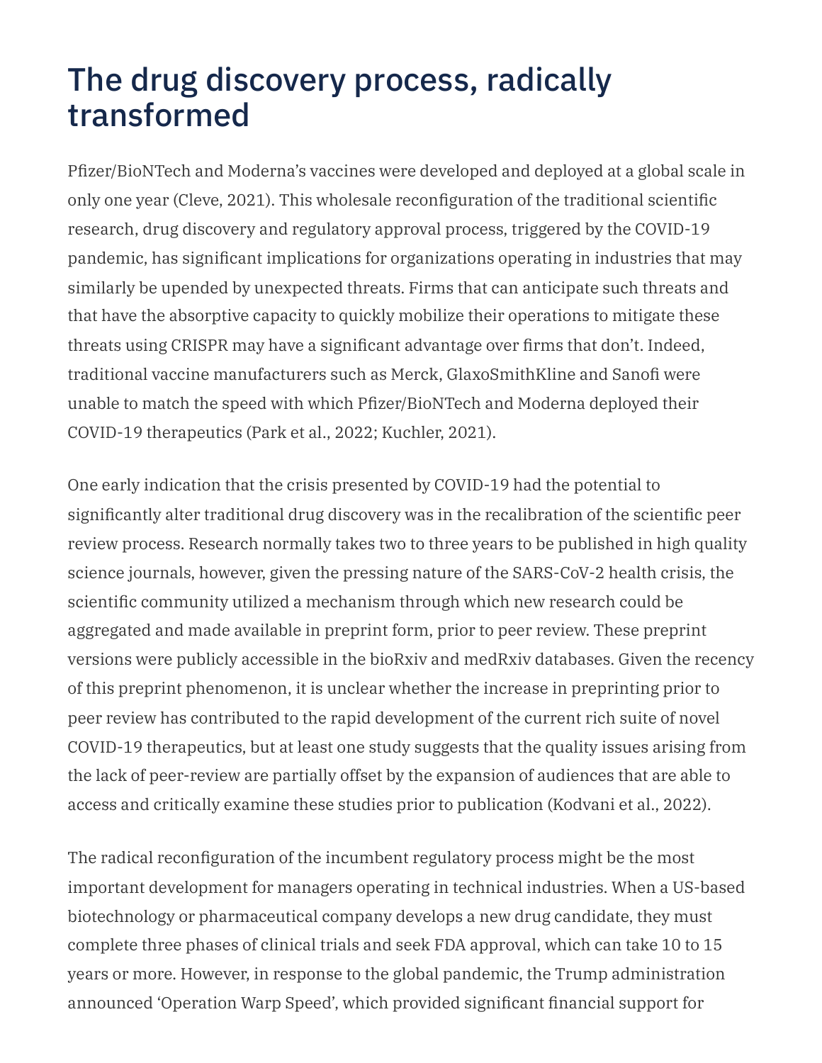# The drug discovery process, radically transformed

Pfizer/BioNTech and Moderna's vaccines were developed and deployed at a global scale in only one year (Cleve, 2021). This wholesale reconfiguration of the traditional scientific research, drug discovery and regulatory approval process, triggered by the COVID-19 pandemic, has significant implications for organizations operating in industries that may similarly be upended by unexpected threats. Firms that can anticipate such threats and that have the absorptive capacity to quickly mobilize their operations to mitigate these threats using CRISPR may have a significant advantage over firms that don't. Indeed, traditional vaccine manufacturers such as Merck, GlaxoSmithKline and Sanofi were unable to match the speed with which Pfizer/BioNTech and Moderna deployed their COVID-19 therapeutics (Park et al., 2022; Kuchler, 2021).

One early indication that the crisis presented by COVID-19 had the potential to significantly alter traditional drug discovery was in the recalibration of the scientific peer review process. Research normally takes two to three years to be published in high quality science journals, however, given the pressing nature of the SARS-CoV-2 health crisis, the scientific community utilized a mechanism through which new research could be aggregated and made available in preprint form, prior to peer review. These preprint versions were publicly accessible in the bioRxiv and medRxiv databases. Given the recency of this preprint phenomenon, it is unclear whether the increase in preprinting prior to peer review has contributed to the rapid development of the current rich suite of novel COVID-19 therapeutics, but at least one study suggests that the quality issues arising from the lack of peer-review are partially offset by the expansion of audiences that are able to access and critically examine these studies prior to publication (Kodvani et al., 2022).

The radical reconfiguration of the incumbent regulatory process might be the most important development for managers operating in technical industries. When a US-based biotechnology or pharmaceutical company develops a new drug candidate, they must complete three phases of clinical trials and seek FDA approval, which can take 10 to 15 years or more. However, in response to the global pandemic, the Trump administration announced 'Operation Warp Speed', which provided significant financial support for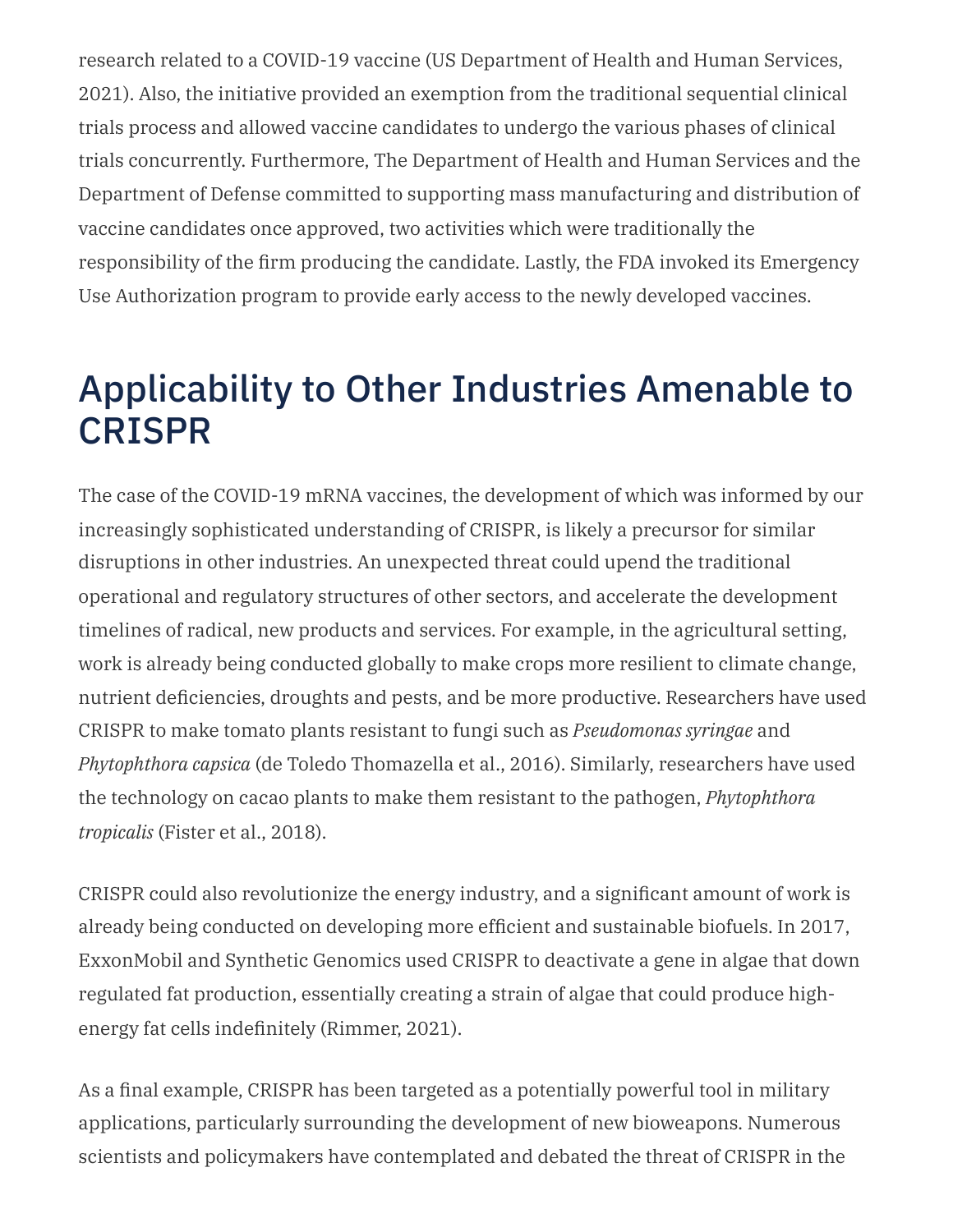research related to a COVID-19 vaccine (US Department of Health and Human Services, 2021). Also, the initiative provided an exemption from the traditional sequential clinical trials process and allowed vaccine candidates to undergo the various phases of clinical trials concurrently. Furthermore, The Department of Health and Human Services and the Department of Defense committed to supporting mass manufacturing and distribution of vaccine candidates once approved, two activities which were traditionally the responsibility of the firm producing the candidate. Lastly, the FDA invoked its Emergency Use Authorization program to provide early access to the newly developed vaccines.

## Applicability to Other Industries Amenable to CRISPR

The case of the COVID-19 mRNA vaccines, the development of which was informed by our increasingly sophisticated understanding of CRISPR, is likely a precursor for similar disruptions in other industries. An unexpected threat could upend the traditional operational and regulatory structures of other sectors, and accelerate the development timelines of radical, new products and services. For example, in the agricultural setting, work is already being conducted globally to make crops more resilient to climate change, nutrient deficiencies, droughts and pests, and be more productive. Researchers have used CRISPR to make tomato plants resistant to fungi such as *Pseudomonas syringae* and *Phytophthora capsica* (de Toledo Thomazella et al., 2016). Similarly, researchers have used the technology on cacao plants to make them resistant to the pathogen, *Phytophthora tropicalis* (Fister et al., 2018).

CRISPR could also revolutionize the energy industry, and a significant amount of work is already being conducted on developing more efficient and sustainable biofuels. In 2017, ExxonMobil and Synthetic Genomics used CRISPR to deactivate a gene in algae that down regulated fat production, essentially creating a strain of algae that could produce high-energy fat cells indefinitely (Rimmer, 2021).

As a final example, CRISPR has been targeted as a potentially powerful tool in military applications, particularly surrounding the development of new bioweapons. Numerous scientists and policymakers have contemplated and debated the threat of CRISPR in the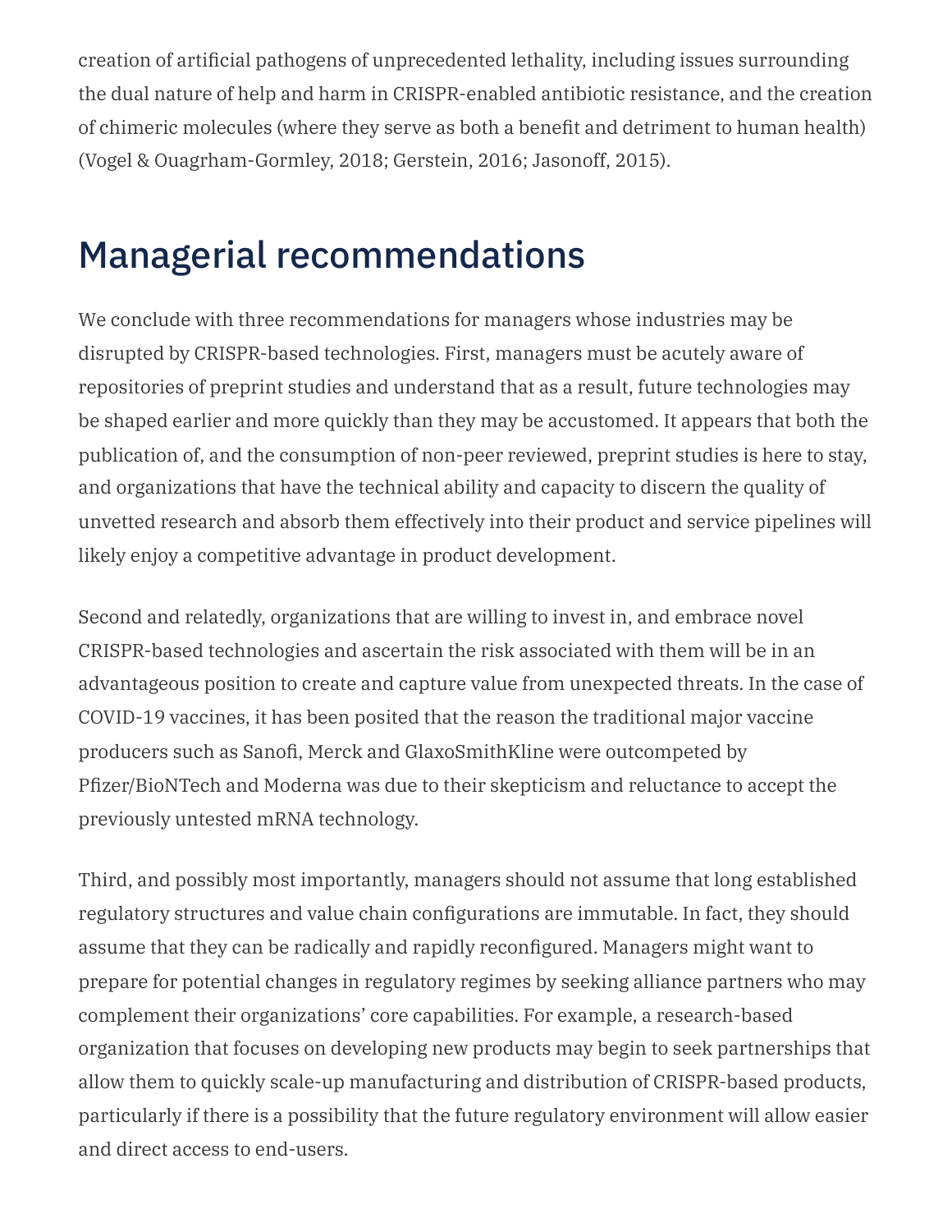creation of artificial pathogens of unprecedented lethality, including issues surrounding the dual nature of help and harm in CRISPR-enabled antibiotic resistance, and the creation of chimeric molecules (where they serve as both a benefit and detriment to human health) (Vogel & Ouagrham-Gormley, 2018; Gerstein, 2016; Jasonoff, 2015).

## Managerial recommendations

We conclude with three recommendations for managers whose industries may be disrupted by CRISPR-based technologies. First, managers must be acutely aware of repositories of preprint studies and understand that as a result, future technologies may be shaped earlier and more quickly than they may be accustomed. It appears that both the publication of, and the consumption of non-peer reviewed, preprint studies is here to stay, and organizations that have the technical ability and capacity to discern the quality of unvetted research and absorb them effectively into their product and service pipelines will likely enjoy a competitive advantage in product development.

Second and relatedly, organizations that are willing to invest in, and embrace novel CRISPR-based technologies and ascertain the risk associated with them will be in an advantageous position to create and capture value from unexpected threats. In the case of COVID-19 vaccines, it has been posited that the reason the traditional major vaccine producers such as Sanofi, Merck and GlaxoSmithKline were outcompeted by Pfizer/BioNTech and Moderna was due to their skepticism and reluctance to accept the previously untested mRNA technology.

Third, and possibly most importantly, managers should not assume that long established regulatory structures and value chain configurations are immutable. In fact, they should assume that they can be radically and rapidly reconfigured. Managers might want to prepare for potential changes in regulatory regimes by seeking alliance partners who may complement their organizations' core capabilities. For example, a research-based organization that focuses on developing new products may begin to seek partnerships that allow them to quickly scale-up manufacturing and distribution of CRISPR-based products, particularly if there is a possibility that the future regulatory environment will allow easier and direct access to end-users.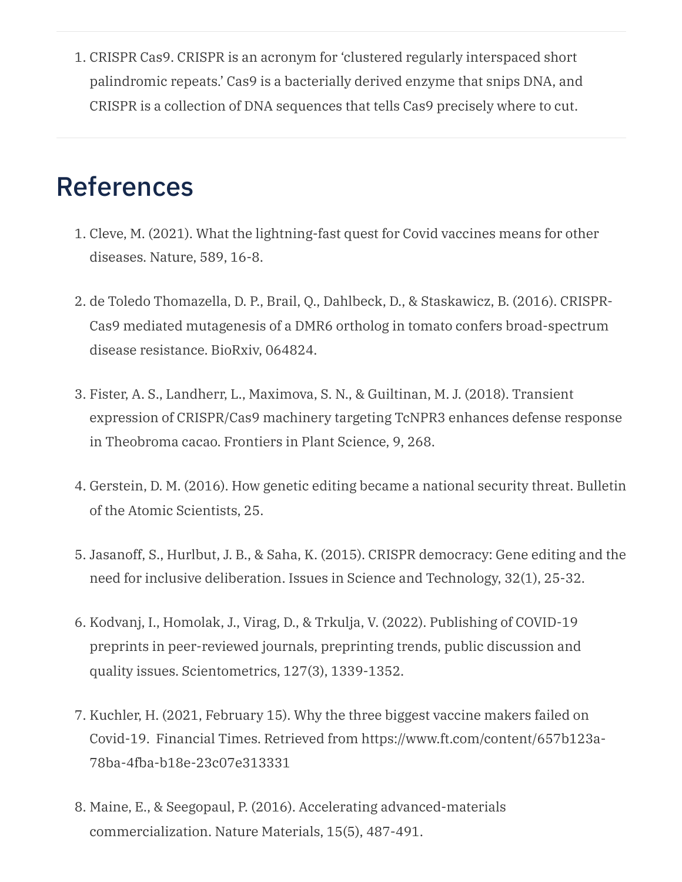1. CRISPR Cas9. CRISPR is an acronym for 'clustered regularly interspaced short palindromic repeats.' Cas9 is a bacterially derived enzyme that snips DNA, and CRISPR is a collection of DNA sequences that tells Cas9 precisely where to cut.

## References

1. Cleve, M. (2021). What the lightning-fast quest for Covid vaccines means for other diseases. Nature, 589, 16-8.
2. de Toledo Thomazella, D. P., Brail, Q., Dahlbeck, D., & Staskawicz, B. (2016). CRISPR-Cas9 mediated mutagenesis of a DMR6 ortholog in tomato confers broad-spectrum disease resistance. BioRxiv, 064824.
3. Fister, A. S., Landherr, L., Maximova, S. N., & Guiltinan, M. J. (2018). Transient expression of CRISPR/Cas9 machinery targeting TcNPR3 enhances defense response in Theobroma cacao. Frontiers in Plant Science, 9, 268.
4. Gerstein, D. M. (2016). How genetic editing became a national security threat. Bulletin of the Atomic Scientists, 25.
5. Jasanoff, S., Hurlbut, J. B., & Saha, K. (2015). CRISPR democracy: Gene editing and the need for inclusive deliberation. Issues in Science and Technology, 32(1), 25-32.
6. Kodvanj, I., Homolak, J., Virag, D., & Trkulja, V. (2022). Publishing of COVID-19 preprints in peer-reviewed journals, preprinting trends, public discussion and quality issues. Scientometrics, 127(3), 1339-1352.
7. Kuchler, H. (2021, February 15). Why the three biggest vaccine makers failed on Covid-19. Financial Times. Retrieved from https://www.ft.com/content/657b123a-78ba-4fba-b18e-23c07e313331
8. Maine, E., & Seegopaul, P. (2016). Accelerating advanced-materials commercialization. Nature Materials, 15(5), 487-491.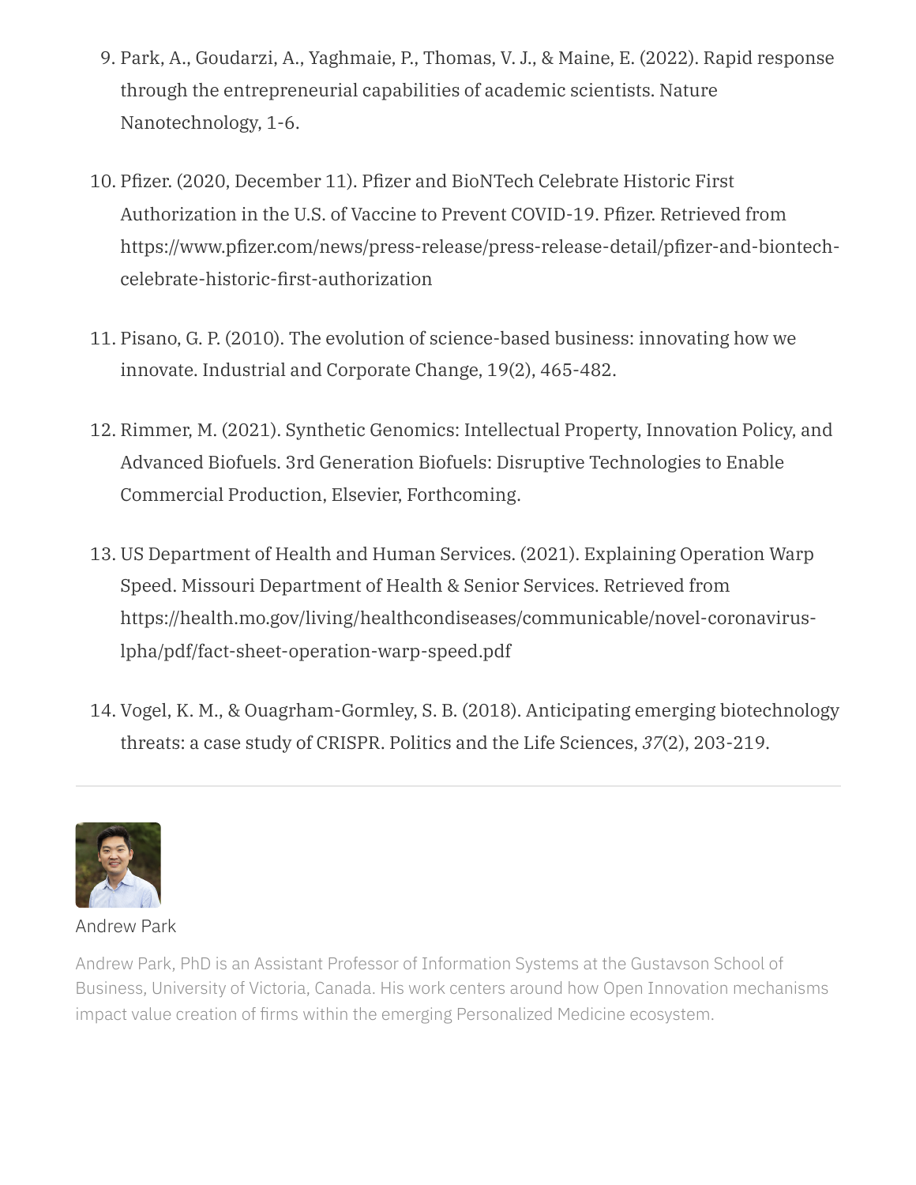9. Park, A., Goudarzi, A., Yaghmaie, P., Thomas, V. J., & Maine, E. (2022). Rapid response through the entrepreneurial capabilities of academic scientists. Nature Nanotechnology, 1-6.

10. Pfizer. (2020, December 11). Pfizer and BioNTech Celebrate Historic First Authorization in the U.S. of Vaccine to Prevent COVID-19. Pfizer. Retrieved from https://www.pfizer.com/news/press-release/press-release-detail/pfizer-and-biontech-celebrate-historic-first-authorization

11. Pisano, G. P. (2010). The evolution of science-based business: innovating how we innovate. Industrial and Corporate Change, 19(2), 465-482.

12. Rimmer, M. (2021). Synthetic Genomics: Intellectual Property, Innovation Policy, and Advanced Biofuels. 3rd Generation Biofuels: Disruptive Technologies to Enable Commercial Production, Elsevier, Forthcoming.

13. US Department of Health and Human Services. (2021). Explaining Operation Warp Speed. Missouri Department of Health & Senior Services. Retrieved from https://health.mo.gov/living/healthcondiseases/communicable/novel-coronavirus-lpha/pdf/fact-sheet-operation-warp-speed.pdf

14. Vogel, K. M., & Ouagrham-Gormley, S. B. (2018). Anticipating emerging biotechnology threats: a case study of CRISPR. Politics and the Life Sciences, *37*(2), 203-219.

---

Andrew Park

Andrew Park, PhD is an Assistant Professor of Information Systems at the Gustavson School of Business, University of Victoria, Canada. His work centers around how Open Innovation mechanisms impact value creation of firms within the emerging Personalized Medicine ecosystem.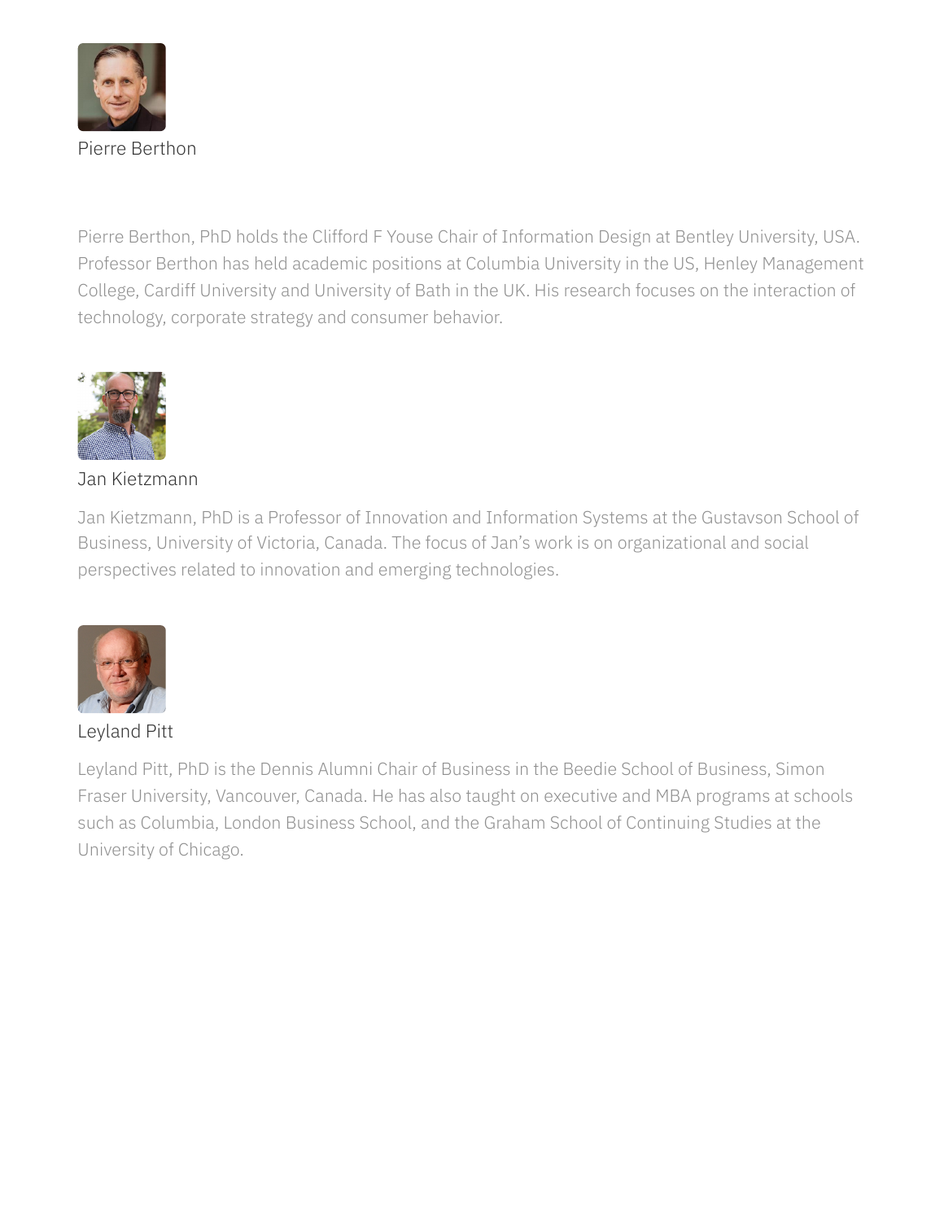Pierre Berthon

Pierre Berthon, PhD holds the Clifford F Youse Chair of Information Design at Bentley University, USA. Professor Berthon has held academic positions at Columbia University in the US, Henley Management College, Cardiff University and University of Bath in the UK. His research focuses on the interaction of technology, corporate strategy and consumer behavior.

Jan Kietzmann

Jan Kietzmann, PhD is a Professor of Innovation and Information Systems at the Gustavson School of Business, University of Victoria, Canada. The focus of Jan's work is on organizational and social perspectives related to innovation and emerging technologies.

Leyland Pitt

Leyland Pitt, PhD is the Dennis Alumni Chair of Business in the Beedie School of Business, Simon Fraser University, Vancouver, Canada. He has also taught on executive and MBA programs at schools such as Columbia, London Business School, and the Graham School of Continuing Studies at the University of Chicago.